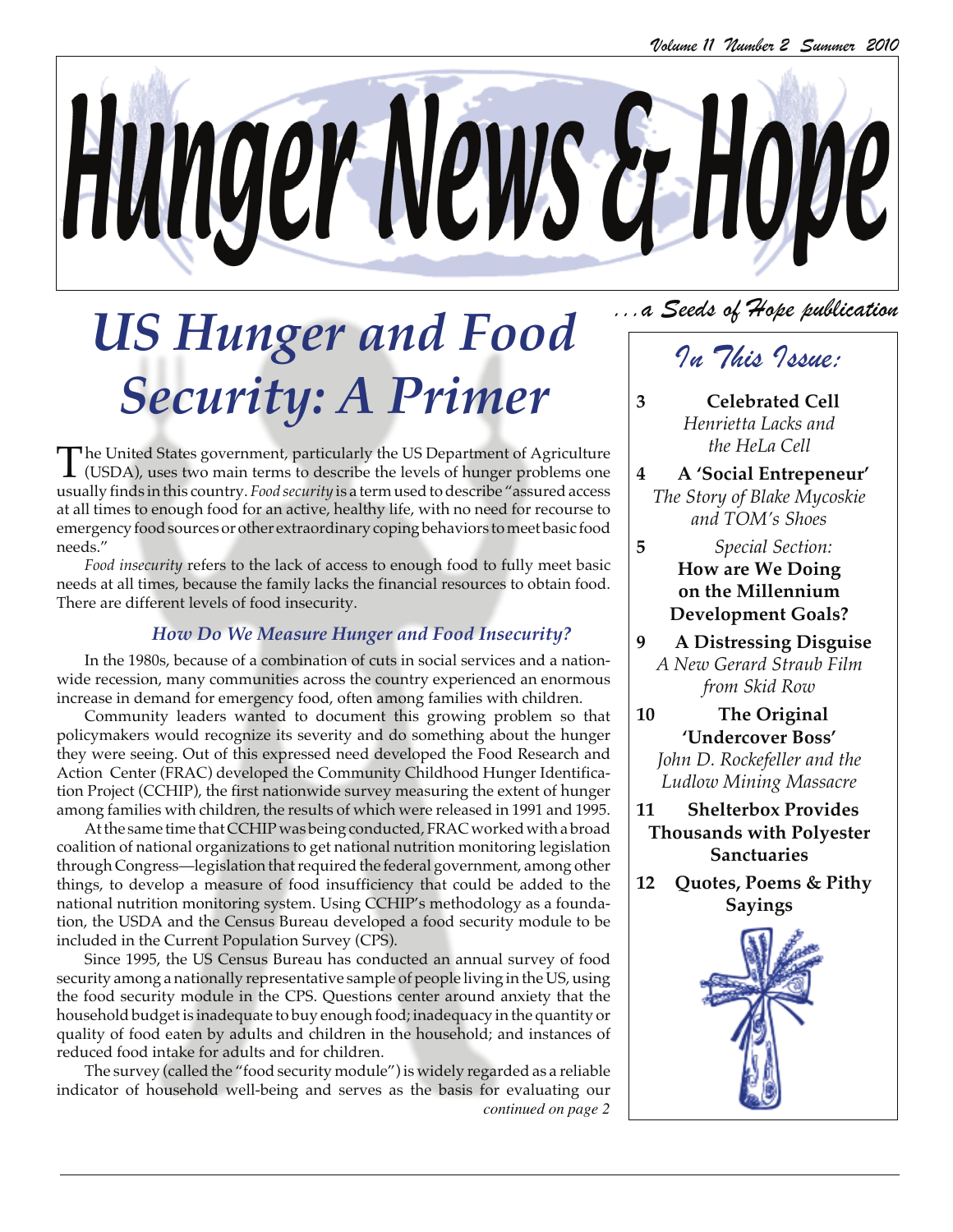# Hunger News & Hope

*...a Seeds of Hope publication*

# *US Hunger and Food Security: A Primer*

The United States government, particularly the US Department of Agriculture (USDA), uses two main terms to describe the levels of hunger problems one usually finds in this country. *Food security* is a term used to describe "assured access at all times to enough food for an active, healthy life, with no need for recourse to emergency food sources or other extraordinary coping behaviors to meet basic food needs."

*Food insecurity* refers to the lack of access to enough food to fully meet basic needs at all times, because the family lacks the financial resources to obtain food. There are different levels of food insecurity.

### *How Do We Measure Hunger and Food Insecurity?*

In the 1980s, because of a combination of cuts in social services and a nationwide recession, many communities across the country experienced an enormous increase in demand for emergency food, often among families with children.

Community leaders wanted to document this growing problem so that policymakers would recognize its severity and do something about the hunger they were seeing. Out of this expressed need developed the Food Research and Action Center (FRAC) developed the Community Childhood Hunger Identification Project (CCHIP), the first nationwide survey measuring the extent of hunger among families with children, the results of which were released in 1991 and 1995.

At the same time that CCHIP was being conducted, FRAC worked with a broad coalition of national organizations to get national nutrition monitoring legislation through Congress—legislation that required the federal government, among other things, to develop a measure of food insufficiency that could be added to the national nutrition monitoring system. Using CCHIP's methodology as a foundation, the USDA and the Census Bureau developed a food security module to be included in the Current Population Survey (CPS).

Since 1995, the US Census Bureau has conducted an annual survey of food security among a nationally representative sample of people living in the US, using the food security module in the CPS. Questions center around anxiety that the household budget is inadequate to buy enough food; inadequacy in the quantity or quality of food eaten by adults and children in the household; and instances of reduced food intake for adults and for children.

The survey (called the "food security module") is widely regarded as a reliable indicator of household well-being and serves as the basis for evaluating our

*continued on page 2*

## *In This Issue:*

**3 Celebrated Cell**
*Henrietta Lacks and the HeLa Cell*

**4 A 'Social Entrepeneur'**
*The Story of Blake Mycoskie and TOM's Shoes*

**5** *Special Section:*
**How are We Doing on the Millennium Development Goals?**

**9 A Distressing Disguise**
*A New Gerard Straub Film from Skid Row*

**10 The Original 'Undercover Boss'**
*John D. Rockefeller and the Ludlow Mining Massacre*

**11 Shelterbox Provides Thousands with Polyester Sanctuaries**

**12 Quotes, Poems & Pithy Sayings**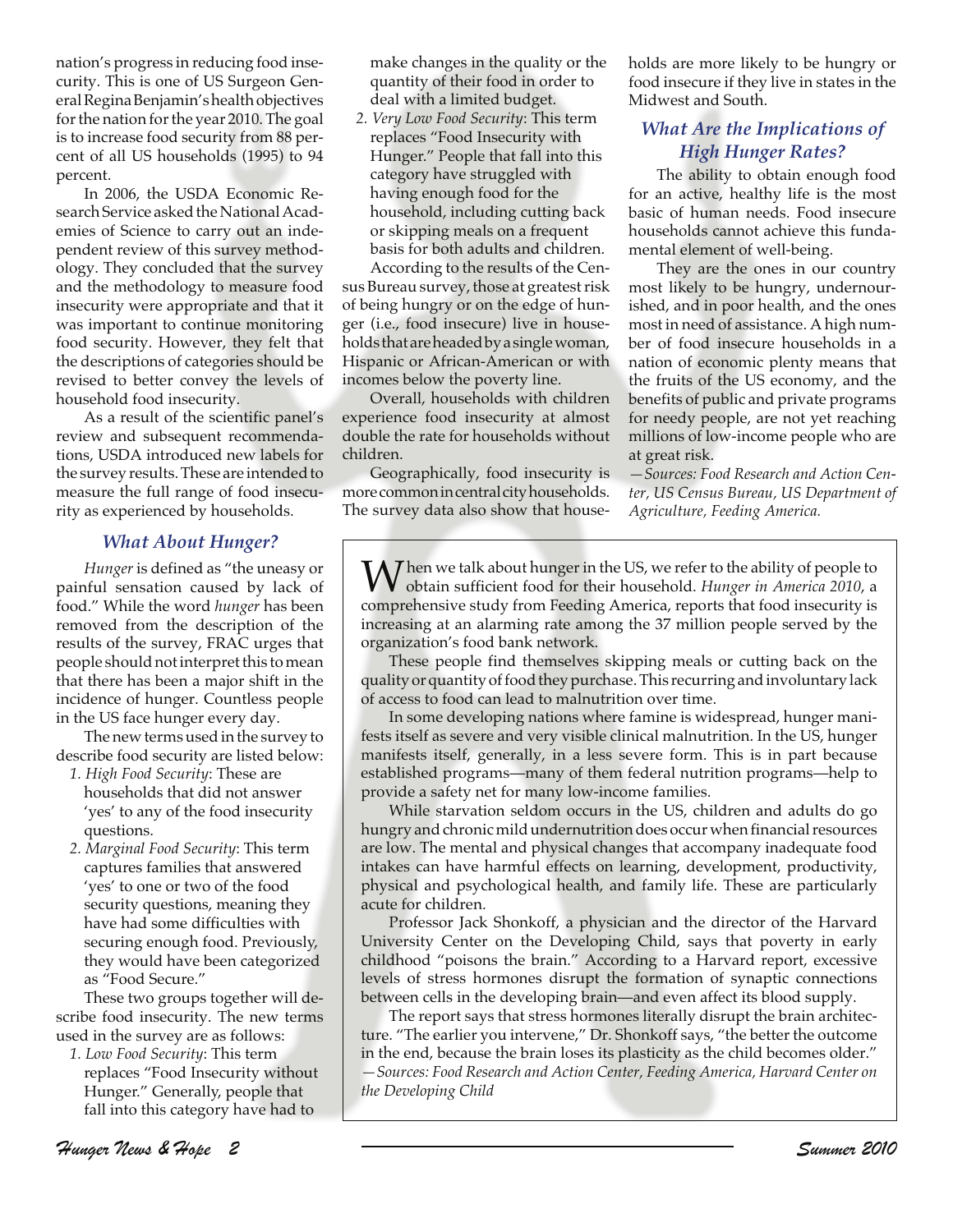nation's progress in reducing food insecurity. This is one of US Surgeon General Regina Benjamin's health objectives for the nation for the year 2010. The goal is to increase food security from 88 percent of all US households (1995) to 94 percent.

In 2006, the USDA Economic Research Service asked the National Academies of Science to carry out an independent review of this survey methodology. They concluded that the survey and the methodology to measure food insecurity were appropriate and that it was important to continue monitoring food security. However, they felt that the descriptions of categories should be revised to better convey the levels of household food insecurity.

As a result of the scientific panel's review and subsequent recommendations, USDA introduced new labels for the survey results. These are intended to measure the full range of food insecurity as experienced by households.

### What About Hunger?

*Hunger* is defined as "the uneasy or painful sensation caused by lack of food." While the word *hunger* has been removed from the description of the results of the survey, FRAC urges that people should not interpret this to mean that there has been a major shift in the incidence of hunger. Countless people in the US face hunger every day.

The new terms used in the survey to describe food security are listed below:

1. *High Food Security*: These are households that did not answer 'yes' to any of the food insecurity questions.
2. *Marginal Food Security*: This term captures families that answered 'yes' to one or two of the food security questions, meaning they have had some difficulties with securing enough food. Previously, they would have been categorized as "Food Secure."

These two groups together will describe food insecurity. The new terms used in the survey are as follows:

1. *Low Food Security*: This term replaces "Food Insecurity without Hunger." Generally, people that fall into this category have had to make changes in the quality or the quantity of their food in order to deal with a limited budget.
2. *Very Low Food Security*: This term replaces "Food Insecurity with Hunger." People that fall into this category have struggled with having enough food for the household, including cutting back or skipping meals on a frequent basis for both adults and children.

According to the results of the Census Bureau survey, those at greatest risk of being hungry or on the edge of hunger (i.e., food insecure) live in households that are headed by a single woman, Hispanic or African-American or with incomes below the poverty line.

Overall, households with children experience food insecurity at almost double the rate for households without children.

Geographically, food insecurity is more common in central city households. The survey data also show that households are more likely to be hungry or food insecure if they live in states in the Midwest and South.

### What Are the Implications of High Hunger Rates?

The ability to obtain enough food for an active, healthy life is the most basic of human needs. Food insecure households cannot achieve this fundamental element of well-being.

They are the ones in our country most likely to be hungry, undernourished, and in poor health, and the ones most in need of assistance. A high number of food insecure households in a nation of economic plenty means that the fruits of the US economy, and the benefits of public and private programs for needy people, are not yet reaching millions of low-income people who are at great risk.

*—Sources: Food Research and Action Center, US Census Bureau, US Department of Agriculture, Feeding America.*

---

When we talk about hunger in the US, we refer to the ability of people to obtain sufficient food for their household. *Hunger in America 2010*, a comprehensive study from Feeding America, reports that food insecurity is increasing at an alarming rate among the 37 million people served by the organization's food bank network.

These people find themselves skipping meals or cutting back on the quality or quantity of food they purchase. This recurring and involuntary lack of access to food can lead to malnutrition over time.

In some developing nations where famine is widespread, hunger manifests itself as severe and very visible clinical malnutrition. In the US, hunger manifests itself, generally, in a less severe form. This is in part because established programs—many of them federal nutrition programs—help to provide a safety net for many low-income families.

While starvation seldom occurs in the US, children and adults do go hungry and chronic mild undernutrition does occur when financial resources are low. The mental and physical changes that accompany inadequate food intakes can have harmful effects on learning, development, productivity, physical and psychological health, and family life. These are particularly acute for children.

Professor Jack Shonkoff, a physician and the director of the Harvard University Center on the Developing Child, says that poverty in early childhood "poisons the brain." According to a Harvard report, excessive levels of stress hormones disrupt the formation of synaptic connections between cells in the developing brain—and even affect its blood supply.

The report says that stress hormones literally disrupt the brain architecture. "The earlier you intervene," Dr. Shonkoff says, "the better the outcome in the end, because the brain loses its plasticity as the child becomes older."

*—Sources: Food Research and Action Center, Feeding America, Harvard Center on the Developing Child*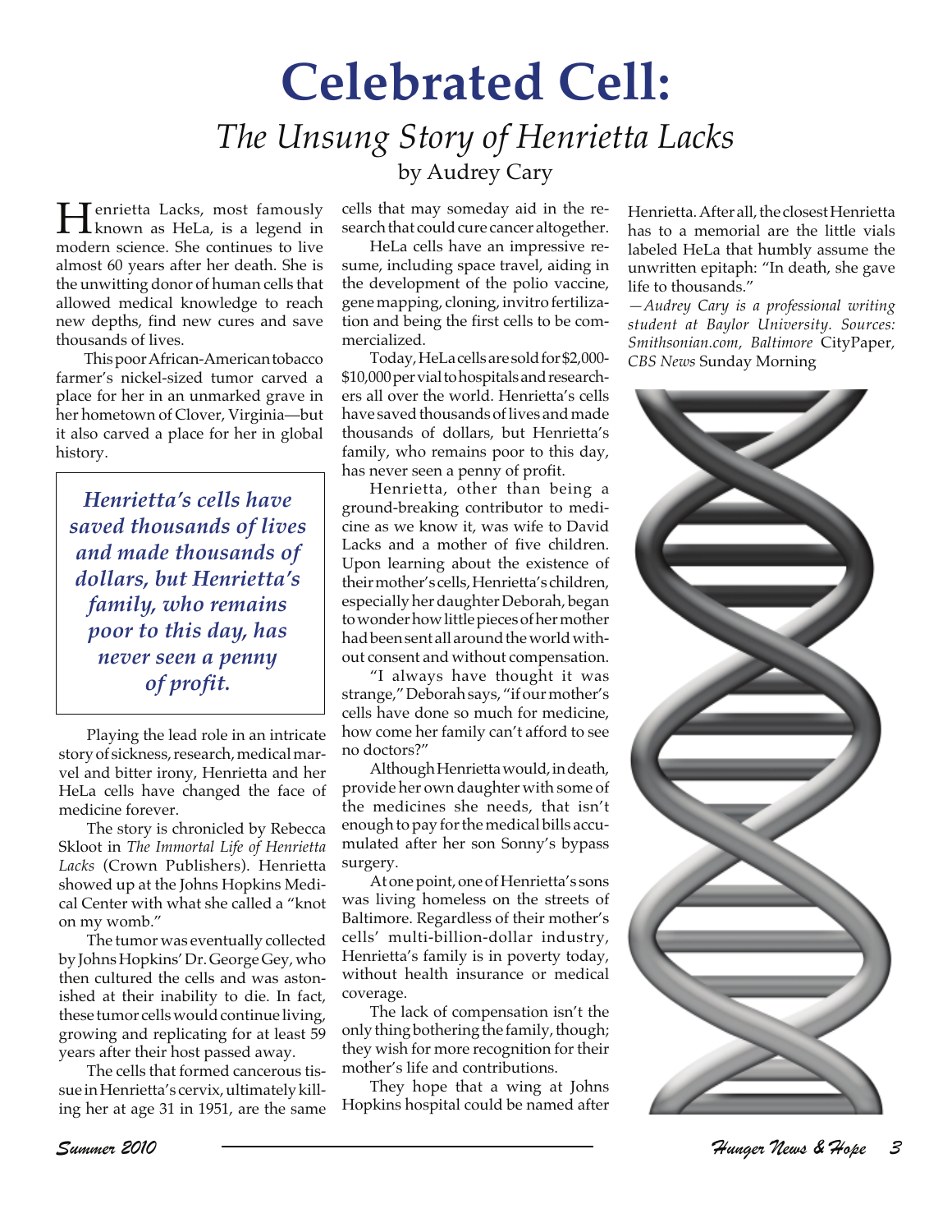# Celebrated Cell:

## *The Unsung Story of Henrietta Lacks*

by Audrey Cary

Henrietta Lacks, most famously known as HeLa, is a legend in modern science. She continues to live almost 60 years after her death. She is the unwitting donor of human cells that allowed medical knowledge to reach new depths, find new cures and save thousands of lives.

This poor African-American tobacco farmer's nickel-sized tumor carved a place for her in an unmarked grave in her hometown of Clover, Virginia—but it also carved a place for her in global history.

> ***Henrietta's cells have saved thousands of lives and made thousands of dollars, but Henrietta's family, who remains poor to this day, has never seen a penny of profit.***

Playing the lead role in an intricate story of sickness, research, medical marvel and bitter irony, Henrietta and her HeLa cells have changed the face of medicine forever.

The story is chronicled by Rebecca Skloot in *The Immortal Life of Henrietta Lacks* (Crown Publishers). Henrietta showed up at the Johns Hopkins Medical Center with what she called a "knot on my womb."

The tumor was eventually collected by Johns Hopkins' Dr. George Gey, who then cultured the cells and was astonished at their inability to die. In fact, these tumor cells would continue living, growing and replicating for at least 59 years after their host passed away.

The cells that formed cancerous tissue in Henrietta's cervix, ultimately killing her at age 31 in 1951, are the same cells that may someday aid in the research that could cure cancer altogether.

HeLa cells have an impressive resume, including space travel, aiding in the development of the polio vaccine, gene mapping, cloning, invitro fertilization and being the first cells to be commercialized.

Today, HeLa cells are sold for $2,000-$10,000 per vial to hospitals and researchers all over the world. Henrietta's cells have saved thousands of lives and made thousands of dollars, but Henrietta's family, who remains poor to this day, has never seen a penny of profit.

Henrietta, other than being a ground-breaking contributor to medicine as we know it, was wife to David Lacks and a mother of five children. Upon learning about the existence of their mother's cells, Henrietta's children, especially her daughter Deborah, began to wonder how little pieces of her mother had been sent all around the world without consent and without compensation.

"I always have thought it was strange," Deborah says, "if our mother's cells have done so much for medicine, how come her family can't afford to see no doctors?"

Although Henrietta would, in death, provide her own daughter with some of the medicines she needs, that isn't enough to pay for the medical bills accumulated after her son Sonny's bypass surgery.

At one point, one of Henrietta's sons was living homeless on the streets of Baltimore. Regardless of their mother's cells' multi-billion-dollar industry, Henrietta's family is in poverty today, without health insurance or medical coverage.

The lack of compensation isn't the only thing bothering the family, though; they wish for more recognition for their mother's life and contributions.

They hope that a wing at Johns Hopkins hospital could be named after Henrietta. After all, the closest Henrietta has to a memorial are the little vials labeled HeLa that humbly assume the unwritten epitaph: "In death, she gave life to thousands."

*—Audrey Cary is a professional writing student at Baylor University. Sources: Smithsonian.com, Baltimore* CityPaper, *CBS News* Sunday Morning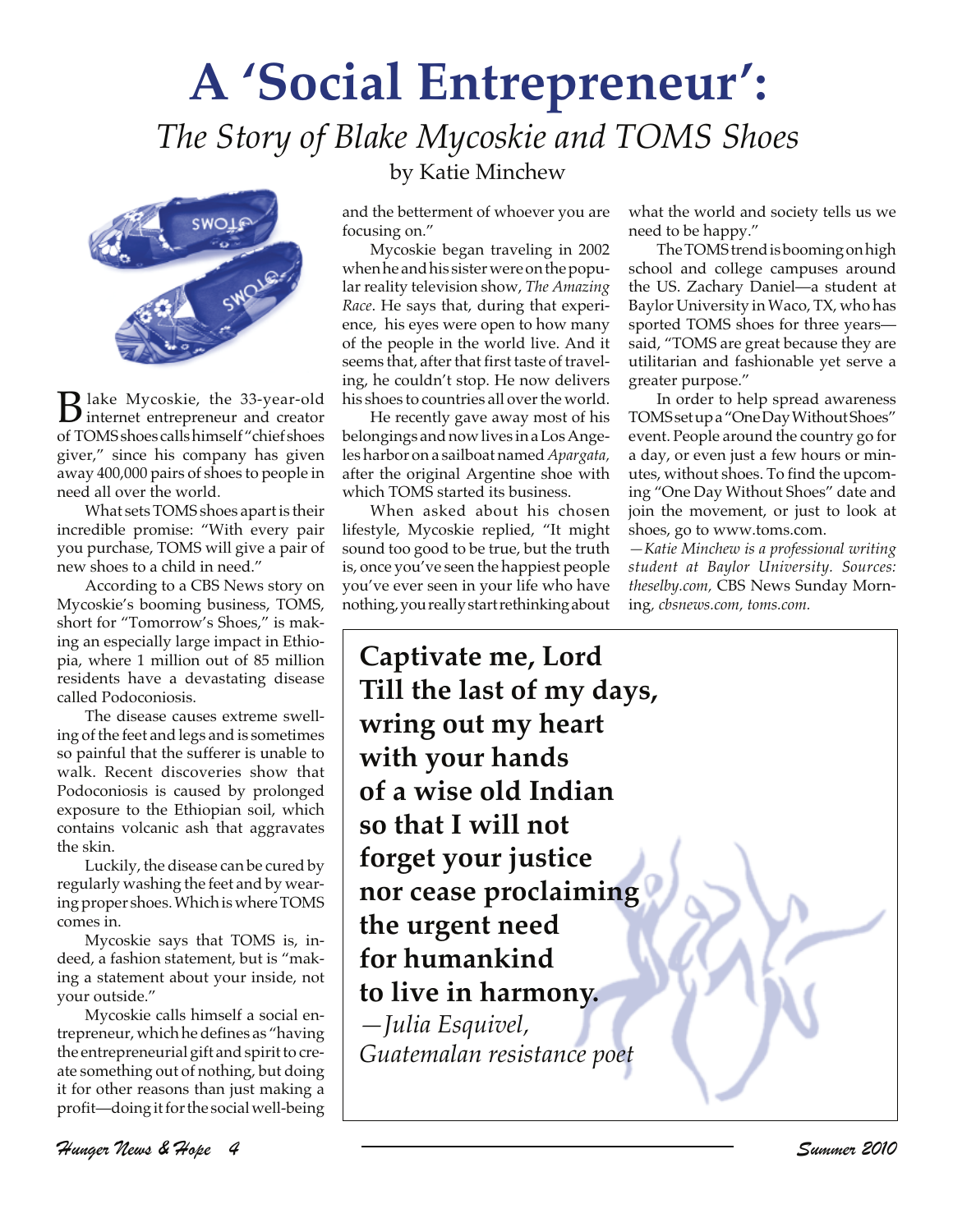# A 'Social Entrepreneur':

## *The Story of Blake Mycoskie and TOMS Shoes*

by Katie Minchew

Blake Mycoskie, the 33-year-old internet entrepreneur and creator of TOMS shoes calls himself "chief shoes giver," since his company has given away 400,000 pairs of shoes to people in need all over the world.

What sets TOMS shoes apart is their incredible promise: "With every pair you purchase, TOMS will give a pair of new shoes to a child in need."

According to a CBS News story on Mycoskie's booming business, TOMS, short for "Tomorrow's Shoes," is making an especially large impact in Ethiopia, where 1 million out of 85 million residents have a devastating disease called Podoconiosis.

The disease causes extreme swelling of the feet and legs and is sometimes so painful that the sufferer is unable to walk. Recent discoveries show that Podoconiosis is caused by prolonged exposure to the Ethiopian soil, which contains volcanic ash that aggravates the skin.

Luckily, the disease can be cured by regularly washing the feet and by wearing proper shoes. Which is where TOMS comes in.

Mycoskie says that TOMS is, indeed, a fashion statement, but is "making a statement about your inside, not your outside."

Mycoskie calls himself a social entrepreneur, which he defines as "having the entrepreneurial gift and spirit to create something out of nothing, but doing it for other reasons than just making a profit—doing it for the social well-being and the betterment of whoever you are focusing on."

Mycoskie began traveling in 2002 when he and his sister were on the popular reality television show, *The Amazing Race*. He says that, during that experience, his eyes were open to how many of the people in the world live. And it seems that, after that first taste of traveling, he couldn't stop. He now delivers his shoes to countries all over the world.

He recently gave away most of his belongings and now lives in a Los Angeles harbor on a sailboat named *Apargata,* after the original Argentine shoe with which TOMS started its business.

When asked about his chosen lifestyle, Mycoskie replied, "It might sound too good to be true, but the truth is, once you've seen the happiest people you've ever seen in your life who have nothing, you really start rethinking about what the world and society tells us we need to be happy."

The TOMS trend is booming on high school and college campuses around the US. Zachary Daniel—a student at Baylor University in Waco, TX, who has sported TOMS shoes for three years—said, "TOMS are great because they are utilitarian and fashionable yet serve a greater purpose."

In order to help spread awareness TOMS set up a "One Day Without Shoes" event. People around the country go for a day, or even just a few hours or minutes, without shoes. To find the upcoming "One Day Without Shoes" date and join the movement, or just to look at shoes, go to www.toms.com.

*—Katie Minchew is a professional writing student at Baylor University. Sources: theselby.com,* CBS News Sunday Morning, *cbsnews.com, toms.com.*

**Captivate me, Lord**
**Till the last of my days,**
**wring out my heart**
**with your hands**
**of a wise old Indian**
**so that I will not**
**forget your justice**
**nor cease proclaiming**
**the urgent need**
**for humankind**
**to live in harmony.**

*—Julia Esquivel,*
*Guatemalan resistance poet*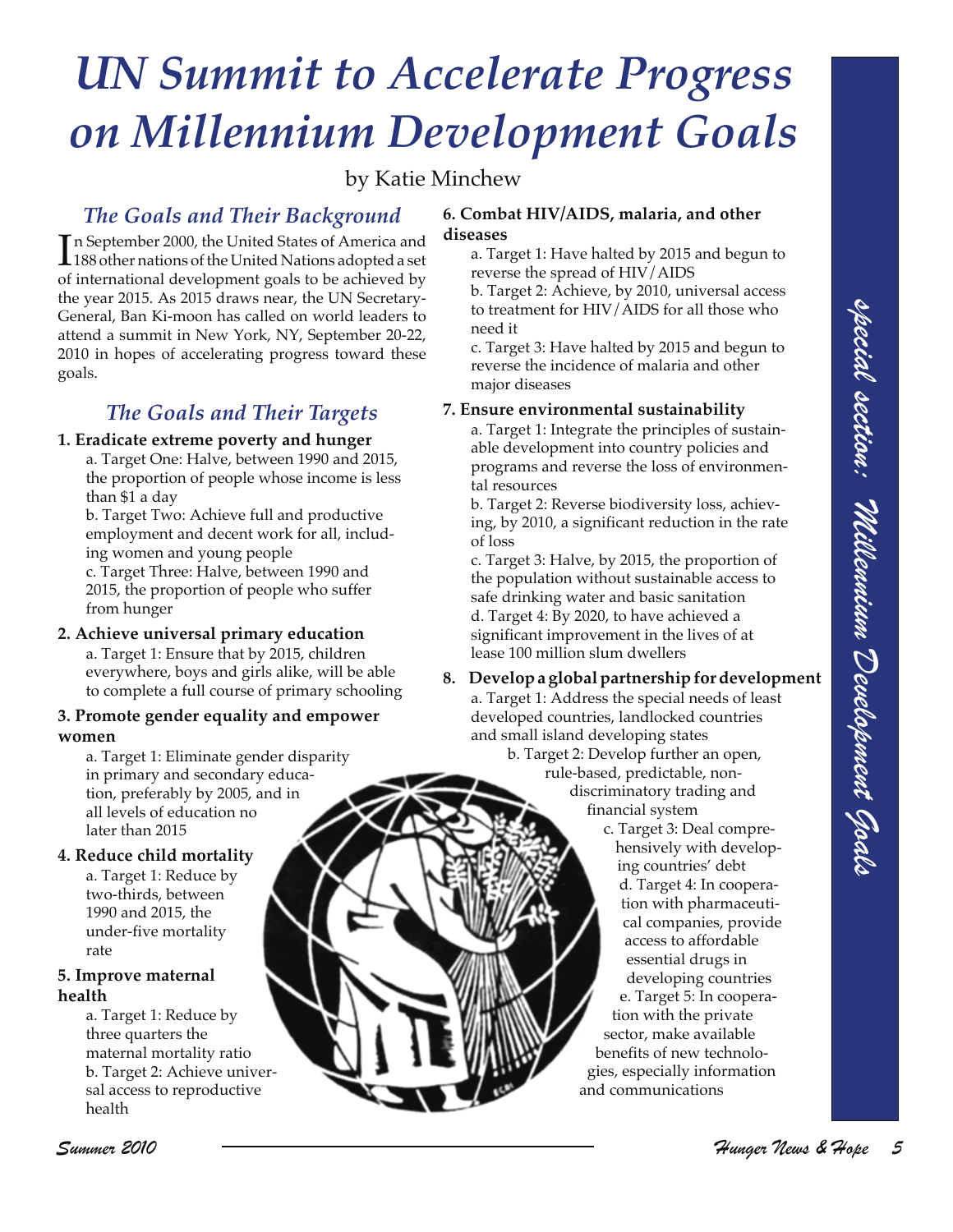# UN Summit to Accelerate Progress on Millennium Development Goals

by Katie Minchew

## The Goals and Their Background

In September 2000, the United States of America and 188 other nations of the United Nations adopted a set of international development goals to be achieved by the year 2015. As 2015 draws near, the UN Secretary-General, Ban Ki-moon has called on world leaders to attend a summit in New York, NY, September 20-22, 2010 in hopes of accelerating progress toward these goals.

## The Goals and Their Targets

**1. Eradicate extreme poverty and hunger**

a. Target One: Halve, between 1990 and 2015, the proportion of people whose income is less than $1 a day

b. Target Two: Achieve full and productive employment and decent work for all, including women and young people

c. Target Three: Halve, between 1990 and 2015, the proportion of people who suffer from hunger

**2. Achieve universal primary education**

a. Target 1: Ensure that by 2015, children everywhere, boys and girls alike, will be able to complete a full course of primary schooling

**3. Promote gender equality and empower women**

a. Target 1: Eliminate gender disparity in primary and secondary education, preferably by 2005, and in all levels of education no later than 2015

**4. Reduce child mortality**

a. Target 1: Reduce by two-thirds, between 1990 and 2015, the under-five mortality rate

**5. Improve maternal health**

a. Target 1: Reduce by three quarters the maternal mortality ratio

b. Target 2: Achieve universal access to reproductive health

**6. Combat HIV/AIDS, malaria, and other diseases**

a. Target 1: Have halted by 2015 and begun to reverse the spread of HIV/AIDS

b. Target 2: Achieve, by 2010, universal access to treatment for HIV/AIDS for all those who need it

c. Target 3: Have halted by 2015 and begun to reverse the incidence of malaria and other major diseases

**7. Ensure environmental sustainability**

a. Target 1: Integrate the principles of sustainable development into country policies and programs and reverse the loss of environmental resources

b. Target 2: Reverse biodiversity loss, achieving, by 2010, a significant reduction in the rate of loss

c. Target 3: Halve, by 2015, the proportion of the population without sustainable access to safe drinking water and basic sanitation

d. Target 4: By 2020, to have achieved a significant improvement in the lives of at lease 100 million slum dwellers

**8. Develop a global partnership for development**

a. Target 1: Address the special needs of least developed countries, landlocked countries and small island developing states

b. Target 2: Develop further an open, rule-based, predictable, non-discriminatory trading and financial system

c. Target 3: Deal comprehensively with developing countries' debt

d. Target 4: In cooperation with pharmaceutical companies, provide access to affordable essential drugs in developing countries

e. Target 5: In cooperation with the private sector, make available benefits of new technologies, especially information and communications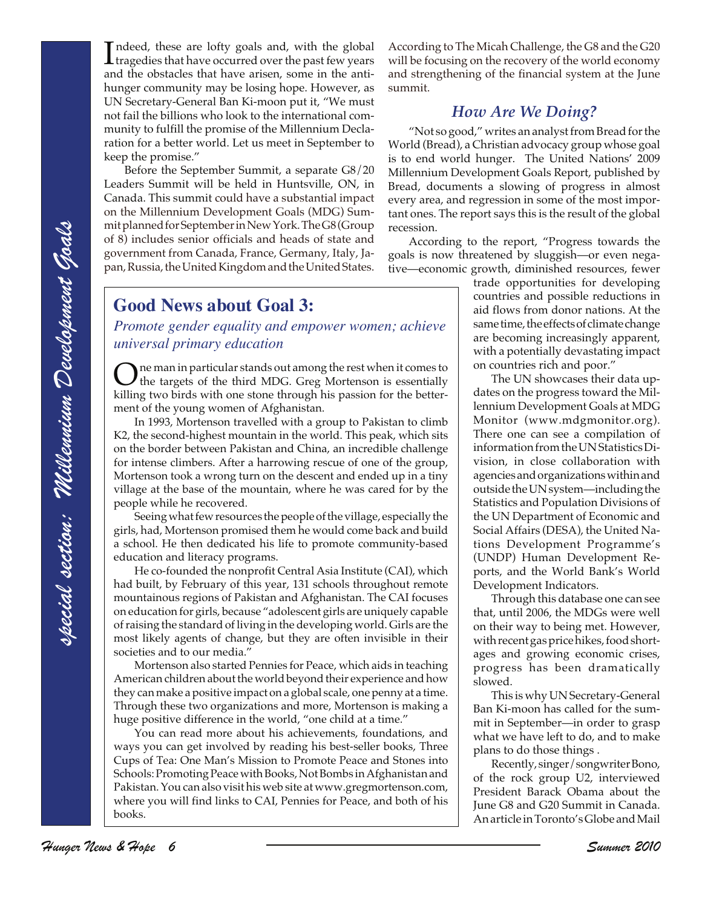Indeed, these are lofty goals and, with the global tragedies that have occurred over the past few years and the obstacles that have arisen, some in the anti-hunger community may be losing hope. However, as UN Secretary-General Ban Ki-moon put it, "We must not fail the billions who look to the international community to fulfill the promise of the Millennium Declaration for a better world. Let us meet in September to keep the promise."

Before the September Summit, a separate G8/20 Leaders Summit will be held in Huntsville, ON, in Canada. This summit could have a substantial impact on the Millennium Development Goals (MDG) Summit planned for September in New York. The G8 (Group of 8) includes senior officials and heads of state and government from Canada, France, Germany, Italy, Japan, Russia, the United Kingdom and the United States.

## Good News about Goal 3:

*Promote gender equality and empower women; achieve universal primary education*

One man in particular stands out among the rest when it comes to the targets of the third MDG. Greg Mortenson is essentially killing two birds with one stone through his passion for the betterment of the young women of Afghanistan.

In 1993, Mortenson travelled with a group to Pakistan to climb K2, the second-highest mountain in the world. This peak, which sits on the border between Pakistan and China, an incredible challenge for intense climbers. After a harrowing rescue of one of the group, Mortenson took a wrong turn on the descent and ended up in a tiny village at the base of the mountain, where he was cared for by the people while he recovered.

Seeing what few resources the people of the village, especially the girls, had, Mortenson promised them he would come back and build a school. He then dedicated his life to promote community-based education and literacy programs.

He co-founded the nonprofit Central Asia Institute (CAI), which had built, by February of this year, 131 schools throughout remote mountainous regions of Pakistan and Afghanistan. The CAI focuses on education for girls, because "adolescent girls are uniquely capable of raising the standard of living in the developing world. Girls are the most likely agents of change, but they are often invisible in their societies and to our media."

Mortenson also started Pennies for Peace, which aids in teaching American children about the world beyond their experience and how they can make a positive impact on a global scale, one penny at a time. Through these two organizations and more, Mortenson is making a huge positive difference in the world, "one child at a time."

You can read more about his achievements, foundations, and ways you can get involved by reading his best-seller books, Three Cups of Tea: One Man's Mission to Promote Peace and Stones into Schools: Promoting Peace with Books, Not Bombs in Afghanistan and Pakistan. You can also visit his web site at www.gregmortenson.com, where you will find links to CAI, Pennies for Peace, and both of his books.

According to The Micah Challenge, the G8 and the G20 will be focusing on the recovery of the world economy and strengthening of the financial system at the June summit.

## How Are We Doing?

"Not so good," writes an analyst from Bread for the World (Bread), a Christian advocacy group whose goal is to end world hunger. The United Nations' 2009 Millennium Development Goals Report, published by Bread, documents a slowing of progress in almost every area, and regression in some of the most important ones. The report says this is the result of the global recession.

According to the report, "Progress towards the goals is now threatened by sluggish—or even negative—economic growth, diminished resources, fewer trade opportunities for developing countries and possible reductions in aid flows from donor nations. At the same time, the effects of climate change are becoming increasingly apparent, with a potentially devastating impact on countries rich and poor."

The UN showcases their data updates on the progress toward the Millennium Development Goals at MDG Monitor (www.mdgmonitor.org). There one can see a compilation of information from the UN Statistics Division, in close collaboration with agencies and organizations within and outside the UN system—including the Statistics and Population Divisions of the UN Department of Economic and Social Affairs (DESA), the United Nations Development Programme's (UNDP) Human Development Reports, and the World Bank's World Development Indicators.

Through this database one can see that, until 2006, the MDGs were well on their way to being met. However, with recent gas price hikes, food shortages and growing economic crises, progress has been dramatically slowed.

This is why UN Secretary-General Ban Ki-moon has called for the summit in September—in order to grasp what we have left to do, and to make plans to do those things .

Recently, singer/songwriter Bono, of the rock group U2, interviewed President Barack Obama about the June G8 and G20 Summit in Canada. An article in Toronto's Globe and Mail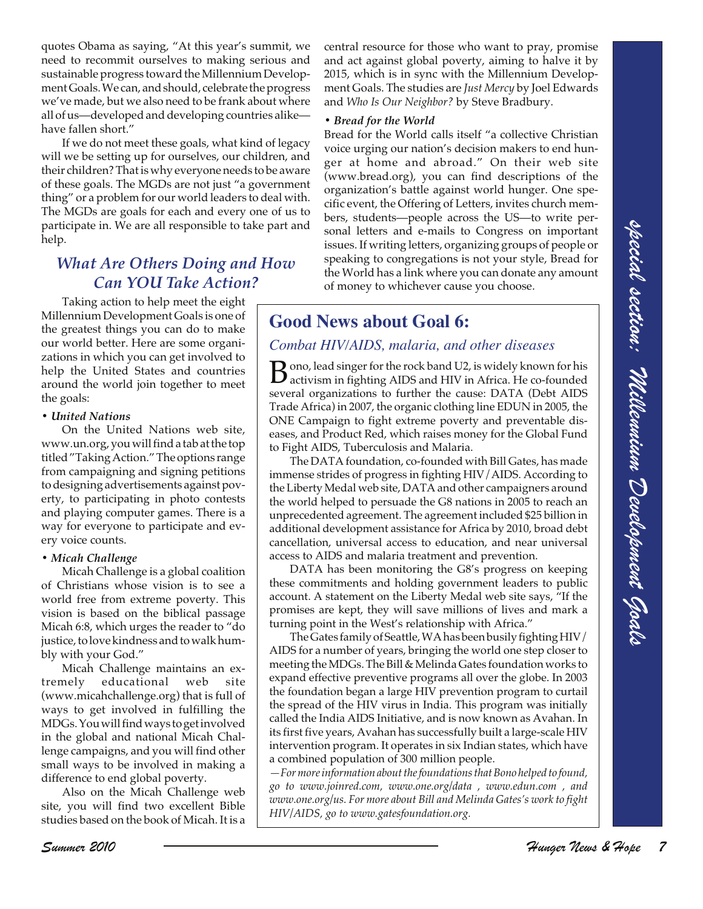quotes Obama as saying, "At this year's summit, we need to recommit ourselves to making serious and sustainable progress toward the Millennium Development Goals. We can, and should, celebrate the progress we've made, but we also need to be frank about where all of us—developed and developing countries alike—have fallen short."

If we do not meet these goals, what kind of legacy will we be setting up for ourselves, our children, and their children? That is why everyone needs to be aware of these goals. The MGDs are not just "a government thing" or a problem for our world leaders to deal with. The MGDs are goals for each and every one of us to participate in. We are all responsible to take part and help.

## *What Are Others Doing and How Can YOU Take Action?*

Taking action to help meet the eight Millennium Development Goals is one of the greatest things you can do to make our world better. Here are some organizations in which you can get involved to help the United States and countries around the world join together to meet the goals:

**• *United Nations***

On the United Nations web site, www.un.org, you will find a tab at the top titled "Taking Action." The options range from campaigning and signing petitions to designing advertisements against poverty, to participating in photo contests and playing computer games. There is a way for everyone to participate and every voice counts.

**• *Micah Challenge***

Micah Challenge is a global coalition of Christians whose vision is to see a world free from extreme poverty. This vision is based on the biblical passage Micah 6:8, which urges the reader to "do justice, to love kindness and to walk humbly with your God."

Micah Challenge maintains an extremely educational web site (www.micahchallenge.org) that is full of ways to get involved in fulfilling the MDGs. You will find ways to get involved in the global and national Micah Challenge campaigns, and you will find other small ways to be involved in making a difference to end global poverty.

Also on the Micah Challenge web site, you will find two excellent Bible studies based on the book of Micah. It is a central resource for those who want to pray, promise and act against global poverty, aiming to halve it by 2015, which is in sync with the Millennium Development Goals. The studies are *Just Mercy* by Joel Edwards and *Who Is Our Neighbor?* by Steve Bradbury.

**• *Bread for the World***

Bread for the World calls itself "a collective Christian voice urging our nation's decision makers to end hunger at home and abroad." On their web site (www.bread.org), you can find descriptions of the organization's battle against world hunger. One specific event, the Offering of Letters, invites church members, students—people across the US—to write personal letters and e-mails to Congress on important issues. If writing letters, organizing groups of people or speaking to congregations is not your style, Bread for the World has a link where you can donate any amount of money to whichever cause you choose.

## Good News about Goal 6:

### *Combat HIV/AIDS, malaria, and other diseases*

Bono, lead singer for the rock band U2, is widely known for his activism in fighting AIDS and HIV in Africa. He co-founded several organizations to further the cause: DATA (Debt AIDS Trade Africa) in 2007, the organic clothing line EDUN in 2005, the ONE Campaign to fight extreme poverty and preventable diseases, and Product Red, which raises money for the Global Fund to Fight AIDS, Tuberculosis and Malaria.

The DATA foundation, co-founded with Bill Gates, has made immense strides of progress in fighting HIV/AIDS. According to the Liberty Medal web site, DATA and other campaigners around the world helped to persuade the G8 nations in 2005 to reach an unprecedented agreement. The agreement included $25 billion in additional development assistance for Africa by 2010, broad debt cancellation, universal access to education, and near universal access to AIDS and malaria treatment and prevention.

DATA has been monitoring the G8's progress on keeping these commitments and holding government leaders to public account. A statement on the Liberty Medal web site says, "If the promises are kept, they will save millions of lives and mark a turning point in the West's relationship with Africa."

The Gates family of Seattle, WA has been busily fighting HIV/AIDS for a number of years, bringing the world one step closer to meeting the MDGs. The Bill & Melinda Gates foundation works to expand effective preventive programs all over the globe. In 2003 the foundation began a large HIV prevention program to curtail the spread of the HIV virus in India. This program was initially called the India AIDS Initiative, and is now known as Avahan. In its first five years, Avahan has successfully built a large-scale HIV intervention program. It operates in six Indian states, which have a combined population of 300 million people.

*—For more information about the foundations that Bono helped to found, go to www.joinred.com, www.one.org/data , www.edun.com , and www.one.org/us. For more about Bill and Melinda Gates's work to fight HIV/AIDS, go to www.gatesfoundation.org.*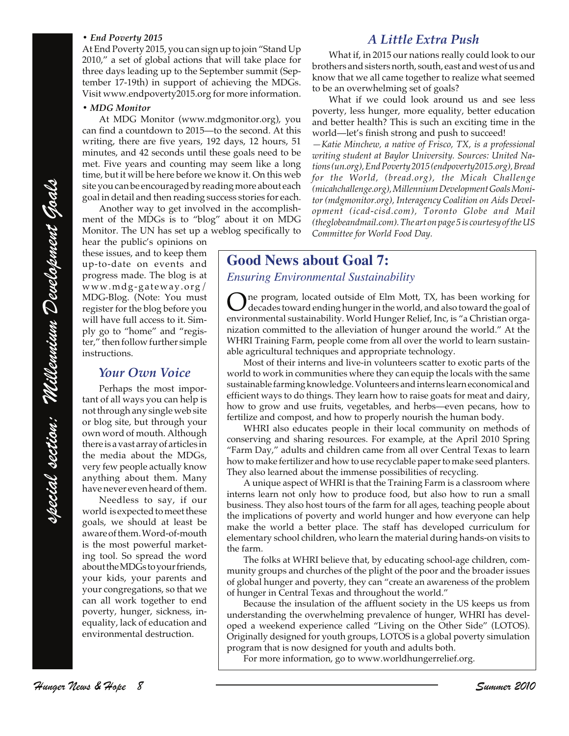**• *End Poverty 2015***

At End Poverty 2015, you can sign up to join "Stand Up 2010," a set of global actions that will take place for three days leading up to the September summit (September 17-19th) in support of achieving the MDGs. Visit www.endpoverty2015.org for more information.

**• *MDG Monitor***

At MDG Monitor (www.mdgmonitor.org), you can find a countdown to 2015—to the second. At this writing, there are five years, 192 days, 12 hours, 51 minutes, and 42 seconds until these goals need to be met. Five years and counting may seem like a long time, but it will be here before we know it. On this web site you can be encouraged by reading more about each goal in detail and then reading success stories for each.

Another way to get involved in the accomplishment of the MDGs is to "blog" about it on MDG Monitor. The UN has set up a weblog specifically to hear the public's opinions on these issues, and to keep them up-to-date on events and progress made. The blog is at www.mdg-gateway.org/MDG-Blog. (Note: You must register for the blog before you will have full access to it. Simply go to "home" and "register," then follow further simple instructions.

## *Your Own Voice*

Perhaps the most important of all ways you can help is not through any single web site or blog site, but through your own word of mouth. Although there is a vast array of articles in the media about the MDGs, very few people actually know anything about them. Many have never even heard of them.

Needless to say, if our world is expected to meet these goals, we should at least be aware of them. Word-of-mouth is the most powerful marketing tool. So spread the word about the MDGs to your friends, your kids, your parents and your congregations, so that we can all work together to end poverty, hunger, sickness, inequality, lack of education and environmental destruction.

## *A Little Extra Push*

What if, in 2015 our nations really could look to our brothers and sisters north, south, east and west of us and know that we all came together to realize what seemed to be an overwhelming set of goals?

What if we could look around us and see less poverty, less hunger, more equality, better education and better health? This is such an exciting time in the world—let's finish strong and push to succeed!

*—Katie Minchew, a native of Frisco, TX, is a professional writing student at Baylor University. Sources: United Nations (un.org), End Poverty 2015 (endpoverty2015.org), Bread for the World, (bread.org), the Micah Challenge (micahchallenge.org), Millennium Development Goals Monitor (mdgmonitor.org), Interagency Coalition on Aids Development (icad-cisd.com), Toronto Globe and Mail (theglobeandmail.com). The art on page 5 is courtesy of the US Committee for World Food Day.*

## Good News about Goal 7:

### *Ensuring Environmental Sustainability*

One program, located outside of Elm Mott, TX, has been working for decades toward ending hunger in the world, and also toward the goal of environmental sustainability. World Hunger Relief, Inc, is "a Christian organization committed to the alleviation of hunger around the world." At the WHRI Training Farm, people come from all over the world to learn sustainable agricultural techniques and appropriate technology.

Most of their interns and live-in volunteers scatter to exotic parts of the world to work in communities where they can equip the locals with the same sustainable farming knowledge. Volunteers and interns learn economical and efficient ways to do things. They learn how to raise goats for meat and dairy, how to grow and use fruits, vegetables, and herbs—even pecans, how to fertilize and compost, and how to properly nourish the human body.

WHRI also educates people in their local community on methods of conserving and sharing resources. For example, at the April 2010 Spring "Farm Day," adults and children came from all over Central Texas to learn how to make fertilizer and how to use recyclable paper to make seed planters. They also learned about the immense possibilities of recycling.

A unique aspect of WHRI is that the Training Farm is a classroom where interns learn not only how to produce food, but also how to run a small business. They also host tours of the farm for all ages, teaching people about the implications of poverty and world hunger and how everyone can help make the world a better place. The staff has developed curriculum for elementary school children, who learn the material during hands-on visits to the farm.

The folks at WHRI believe that, by educating school-age children, community groups and churches of the plight of the poor and the broader issues of global hunger and poverty, they can "create an awareness of the problem of hunger in Central Texas and throughout the world."

Because the insulation of the affluent society in the US keeps us from understanding the overwhelming prevalence of hunger, WHRI has developed a weekend experience called "Living on the Other Side" (LOTOS). Originally designed for youth groups, LOTOS is a global poverty simulation program that is now designed for youth and adults both.

For more information, go to www.worldhungerrelief.org.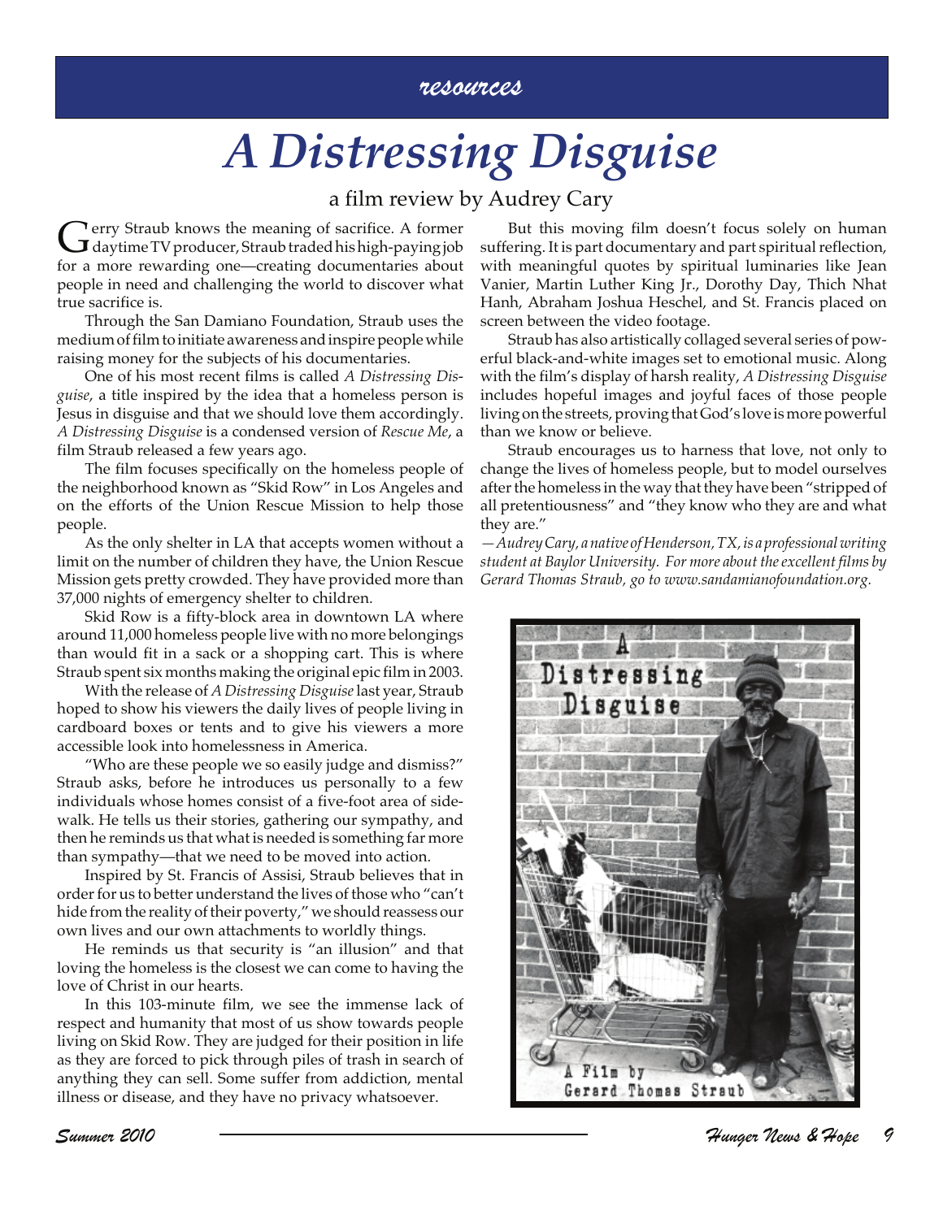resources

# A Distressing Disguise

a film review by Audrey Cary

Gerry Straub knows the meaning of sacrifice. A former daytime TV producer, Straub traded his high-paying job for a more rewarding one—creating documentaries about people in need and challenging the world to discover what true sacrifice is.

Through the San Damiano Foundation, Straub uses the medium of film to initiate awareness and inspire people while raising money for the subjects of his documentaries.

One of his most recent films is called *A Distressing Disguise*, a title inspired by the idea that a homeless person is Jesus in disguise and that we should love them accordingly. *A Distressing Disguise* is a condensed version of *Rescue Me*, a film Straub released a few years ago.

The film focuses specifically on the homeless people of the neighborhood known as "Skid Row" in Los Angeles and on the efforts of the Union Rescue Mission to help those people.

As the only shelter in LA that accepts women without a limit on the number of children they have, the Union Rescue Mission gets pretty crowded. They have provided more than 37,000 nights of emergency shelter to children.

Skid Row is a fifty-block area in downtown LA where around 11,000 homeless people live with no more belongings than would fit in a sack or a shopping cart. This is where Straub spent six months making the original epic film in 2003.

With the release of *A Distressing Disguise* last year, Straub hoped to show his viewers the daily lives of people living in cardboard boxes or tents and to give his viewers a more accessible look into homelessness in America.

"Who are these people we so easily judge and dismiss?" Straub asks, before he introduces us personally to a few individuals whose homes consist of a five-foot area of sidewalk. He tells us their stories, gathering our sympathy, and then he reminds us that what is needed is something far more than sympathy—that we need to be moved into action.

Inspired by St. Francis of Assisi, Straub believes that in order for us to better understand the lives of those who "can't hide from the reality of their poverty," we should reassess our own lives and our own attachments to worldly things.

He reminds us that security is "an illusion" and that loving the homeless is the closest we can come to having the love of Christ in our hearts.

In this 103-minute film, we see the immense lack of respect and humanity that most of us show towards people living on Skid Row. They are judged for their position in life as they are forced to pick through piles of trash in search of anything they can sell. Some suffer from addiction, mental illness or disease, and they have no privacy whatsoever.

But this moving film doesn't focus solely on human suffering. It is part documentary and part spiritual reflection, with meaningful quotes by spiritual luminaries like Jean Vanier, Martin Luther King Jr., Dorothy Day, Thich Nhat Hanh, Abraham Joshua Heschel, and St. Francis placed on screen between the video footage.

Straub has also artistically collaged several series of powerful black-and-white images set to emotional music. Along with the film's display of harsh reality, *A Distressing Disguise* includes hopeful images and joyful faces of those people living on the streets, proving that God's love is more powerful than we know or believe.

Straub encourages us to harness that love, not only to change the lives of homeless people, but to model ourselves after the homeless in the way that they have been "stripped of all pretentiousness" and "they know who they are and what they are."

*—Audrey Cary, a native of Henderson, TX, is a professional writing student at Baylor University. For more about the excellent films by Gerard Thomas Straub, go to www.sandamianofoundation.org.*

A Distressing Disguise

A Film by Gerard Thomas Straub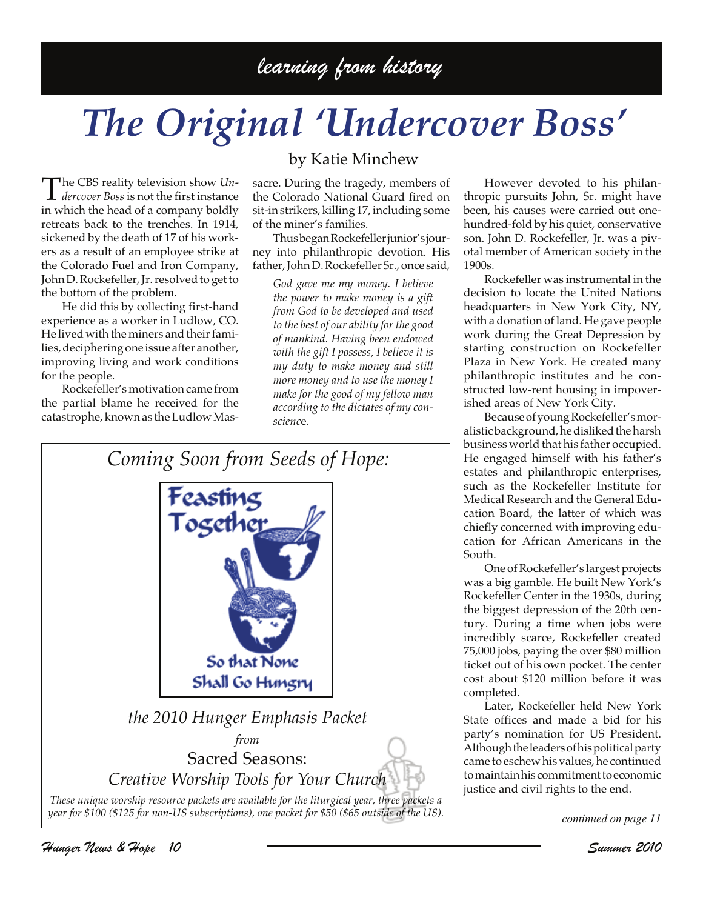*learning from history*

# *The Original 'Undercover Boss'*

by Katie Minchew

The CBS reality television show *Undercover Boss* is not the first instance in which the head of a company boldly retreats back to the trenches. In 1914, sickened by the death of 17 of his workers as a result of an employee strike at the Colorado Fuel and Iron Company, John D. Rockefeller, Jr. resolved to get to the bottom of the problem.

He did this by collecting first-hand experience as a worker in Ludlow, CO. He lived with the miners and their families, deciphering one issue after another, improving living and work conditions for the people.

Rockefeller's motivation came from the partial blame he received for the catastrophe, known as the Ludlow Massacre. During the tragedy, members of the Colorado National Guard fired on sit-in strikers, killing 17, including some of the miner's families.

Thus began Rockefeller junior's journey into philanthropic devotion. His father, John D. Rockefeller Sr., once said,

> *God gave me my money. I believe the power to make money is a gift from God to be developed and used to the best of our ability for the good of mankind. Having been endowed with the gift I possess, I believe it is my duty to make money and still more money and to use the money I make for the good of my fellow man according to the dictates of my conscience.*

However devoted to his philanthropic pursuits John, Sr. might have been, his causes were carried out one-hundred-fold by his quiet, conservative son. John D. Rockefeller, Jr. was a pivotal member of American society in the 1900s.

Rockefeller was instrumental in the decision to locate the United Nations headquarters in New York City, NY, with a donation of land. He gave people work during the Great Depression by starting construction on Rockefeller Plaza in New York. He created many philanthropic institutes and he constructed low-rent housing in impoverished areas of New York City.

Because of young Rockefeller's moralistic background, he disliked the harsh business world that his father occupied. He engaged himself with his father's estates and philanthropic enterprises, such as the Rockefeller Institute for Medical Research and the General Education Board, the latter of which was chiefly concerned with improving education for African Americans in the South.

One of Rockefeller's largest projects was a big gamble. He built New York's Rockefeller Center in the 1930s, during the biggest depression of the 20th century. During a time when jobs were incredibly scarce, Rockefeller created 75,000 jobs, paying the over $80 million ticket out of his own pocket. The center cost about $120 million before it was completed.

Later, Rockefeller held New York State offices and made a bid for his party's nomination for US President. Although the leaders of his political party came to eschew his values, he continued to maintain his commitment to economic justice and civil rights to the end.

*continued on page 11*

---

*Coming Soon from Seeds of Hope:*

**Feasting Together**

**So that None Shall Go Hungry**

*the 2010 Hunger Emphasis Packet*

*from*

Sacred Seasons:
*Creative Worship Tools for Your Church*

*These unique worship resource packets are available for the liturgical year, three packets a year for $100 ($125 for non-US subscriptions), one packet for $50 ($65 outside of the US).*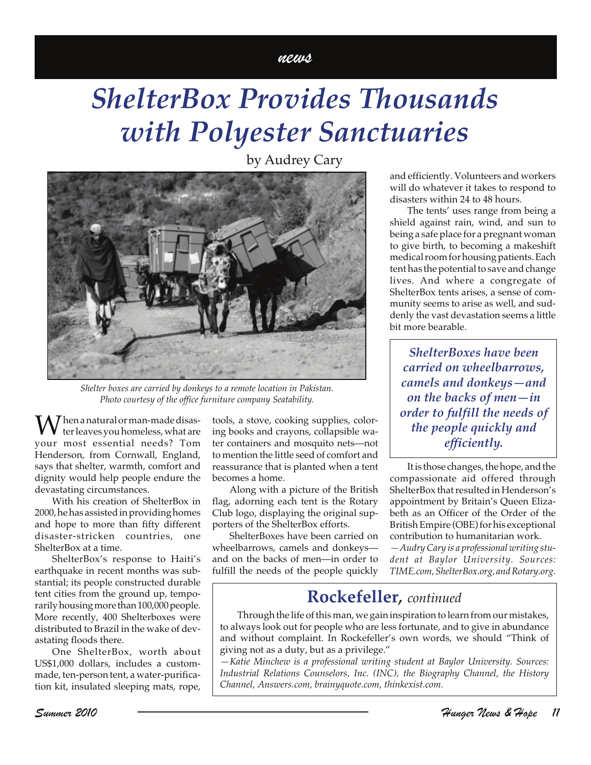# ShelterBox Provides Thousands with Polyester Sanctuaries

by Audrey Cary

*Shelter boxes are carried by donkeys to a remote location in Pakistan. Photo courtesy of the office furniture company Seatability.*

When a natural or man-made disaster leaves you homeless, what are your most essential needs? Tom Henderson, from Cornwall, England, says that shelter, warmth, comfort and dignity would help people endure the devastating circumstances.

With his creation of ShelterBox in 2000, he has assisted in providing homes and hope to more than fifty different disaster-stricken countries, one ShelterBox at a time.

ShelterBox's response to Haiti's earthquake in recent months was substantial; its people constructed durable tent cities from the ground up, temporarily housing more than 100,000 people. More recently, 400 Shelterboxes were distributed to Brazil in the wake of devastating floods there.

One ShelterBox, worth about US$1,000 dollars, includes a custom-made, ten-person tent, a water-purification kit, insulated sleeping mats, rope, tools, a stove, cooking supplies, coloring books and crayons, collapsible water containers and mosquito nets—not to mention the little seed of comfort and reassurance that is planted when a tent becomes a home.

Along with a picture of the British flag, adorning each tent is the Rotary Club logo, displaying the original supporters of the ShelterBox efforts.

ShelterBoxes have been carried on wheelbarrows, camels and donkeys—and on the backs of men—in order to fulfill the needs of the people quickly and efficiently. Volunteers and workers will do whatever it takes to respond to disasters within 24 to 48 hours.

The tents' uses range from being a shield against rain, wind, and sun to being a safe place for a pregnant woman to give birth, to becoming a makeshift medical room for housing patients. Each tent has the potential to save and change lives. And where a congregate of ShelterBox tents arises, a sense of community seems to arise as well, and suddenly the vast devastation seems a little bit more bearable.

> ***ShelterBoxes have been carried on wheelbarrows, camels and donkeys—and on the backs of men—in order to fulfill the needs of the people quickly and efficiently.***

It is those changes, the hope, and the compassionate aid offered through ShelterBox that resulted in Henderson's appointment by Britain's Queen Elizabeth as an Officer of the Order of the British Empire (OBE) for his exceptional contribution to humanitarian work.

*—Audry Cary is a professional writing student at Baylor University. Sources: TIME.com, ShelterBox.org, and Rotary.org.*

## Rockefeller, *continued*

Through the life of this man, we gain inspiration to learn from our mistakes, to always look out for people who are less fortunate, and to give in abundance and without complaint. In Rockefeller's own words, we should "Think of giving not as a duty, but as a privilege."

*—Katie Minchew is a professional writing student at Baylor University. Sources: Industrial Relations Counselors, Inc. (INC), the Biography Channel, the History Channel, Answers.com, brainyquote.com, thinkexist.com.*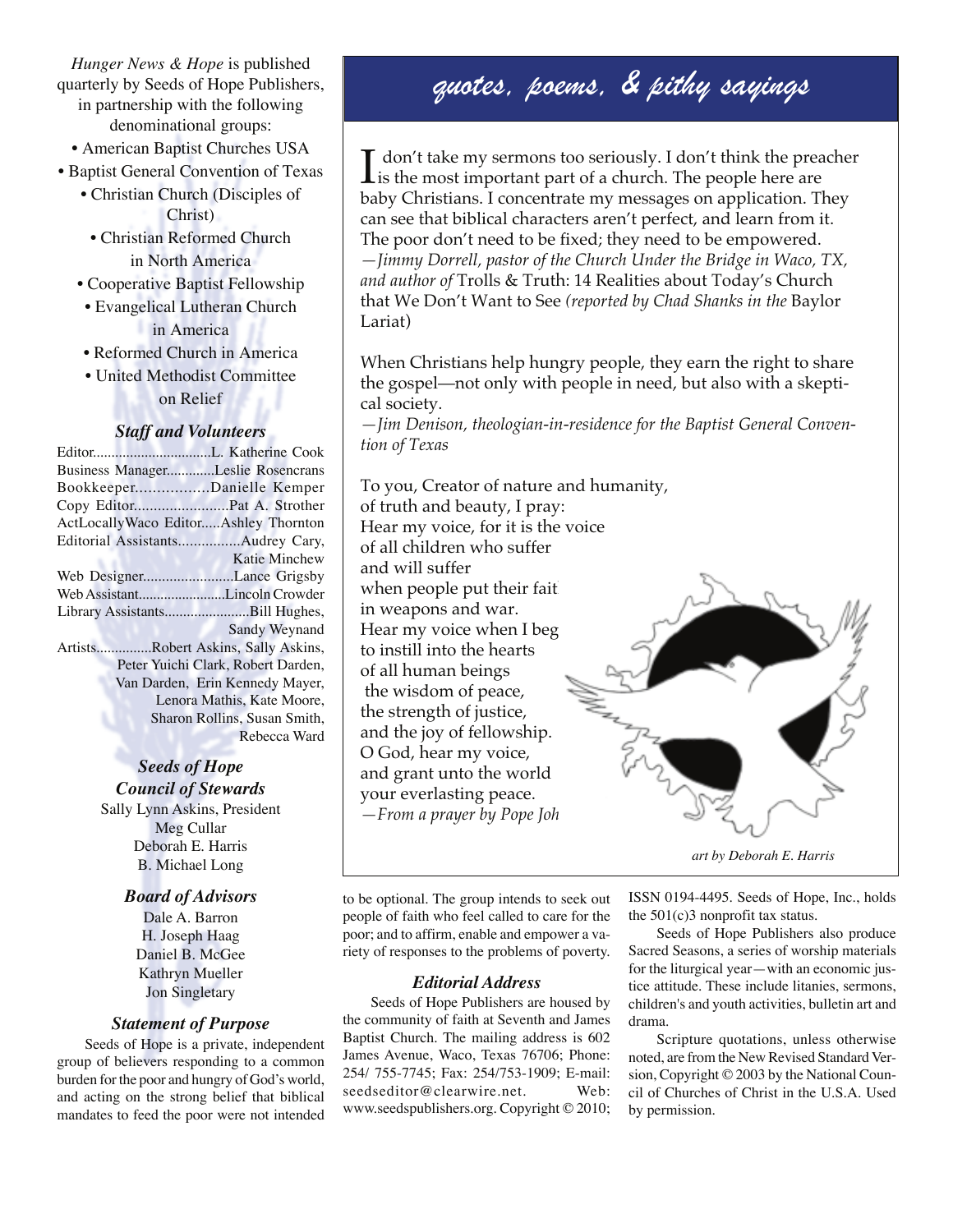*Hunger News & Hope* is published quarterly by Seeds of Hope Publishers, in partnership with the following denominational groups:

- American Baptist Churches USA
- Baptist General Convention of Texas
- Christian Church (Disciples of Christ)
- Christian Reformed Church in North America
- Cooperative Baptist Fellowship
- Evangelical Lutheran Church in America
- Reformed Church in America
- United Methodist Committee on Relief

### Staff and Volunteers

Editor................................L. Katherine Cook
Business Manager.............Leslie Rosencrans
Bookkeeper.................Danielle Kemper
Copy Editor........................Pat A. Strother
ActLocallyWaco Editor.....Ashley Thornton
Editorial Assistants................Audrey Cary, Katie Minchew
Web Designer........................Lance Grigsby
Web Assistant.......................Lincoln Crowder
Library Assistants.......................Bill Hughes, Sandy Weynand
Artists...............Robert Askins, Sally Askins, Peter Yuichi Clark, Robert Darden, Van Darden, Erin Kennedy Mayer, Lenora Mathis, Kate Moore, Sharon Rollins, Susan Smith, Rebecca Ward

### Seeds of Hope Council of Stewards

Sally Lynn Askins, President
Meg Cullar
Deborah E. Harris
B. Michael Long

### Board of Advisors

Dale A. Barron
H. Joseph Haag
Daniel B. McGee
Kathryn Mueller
Jon Singletary

### Statement of Purpose

Seeds of Hope is a private, independent group of believers responding to a common burden for the poor and hungry of God's world, and acting on the strong belief that biblical mandates to feed the poor were not intended to be optional. The group intends to seek out people of faith who feel called to care for the poor; and to affirm, enable and empower a variety of responses to the problems of poverty.

## quotes, poems, & pithy sayings

I don't take my sermons too seriously. I don't think the preacher is the most important part of a church. The people here are baby Christians. I concentrate my messages on application. They can see that biblical characters aren't perfect, and learn from it. The poor don't need to be fixed; they need to be empowered.
*—Jimmy Dorrell, pastor of the Church Under the Bridge in Waco, TX, and author of* Trolls & Truth: 14 Realities about Today's Church that We Don't Want to See *(reported by Chad Shanks in the* Baylor Lariat)

When Christians help hungry people, they earn the right to share the gospel—not only with people in need, but also with a skeptical society.
*—Jim Denison, theologian-in-residence for the Baptist General Convention of Texas*

To you, Creator of nature and humanity,
of truth and beauty, I pray:
Hear my voice, for it is the voice
of all children who suffer
and will suffer
when people put their fait
in weapons and war.
Hear my voice when I beg
to instill into the hearts
of all human beings
the wisdom of peace,
the strength of justice,
and the joy of fellowship.
O God, hear my voice,
and grant unto the world
your everlasting peace.
*—From a prayer by Pope Joh*

*art by Deborah E. Harris*

### Editorial Address

Seeds of Hope Publishers are housed by the community of faith at Seventh and James Baptist Church. The mailing address is 602 James Avenue, Waco, Texas 76706; Phone: 254/ 755-7745; Fax: 254/753-1909; E-mail: seedseditor@clearwire.net. Web: www.seedspublishers.org. Copyright © 2010; ISSN 0194-4495. Seeds of Hope, Inc., holds the 501(c)3 nonprofit tax status.

Seeds of Hope Publishers also produce Sacred Seasons, a series of worship materials for the liturgical year—with an economic justice attitude. These include litanies, sermons, children's and youth activities, bulletin art and drama.

Scripture quotations, unless otherwise noted, are from the New Revised Standard Version, Copyright © 2003 by the National Council of Churches of Christ in the U.S.A. Used by permission.